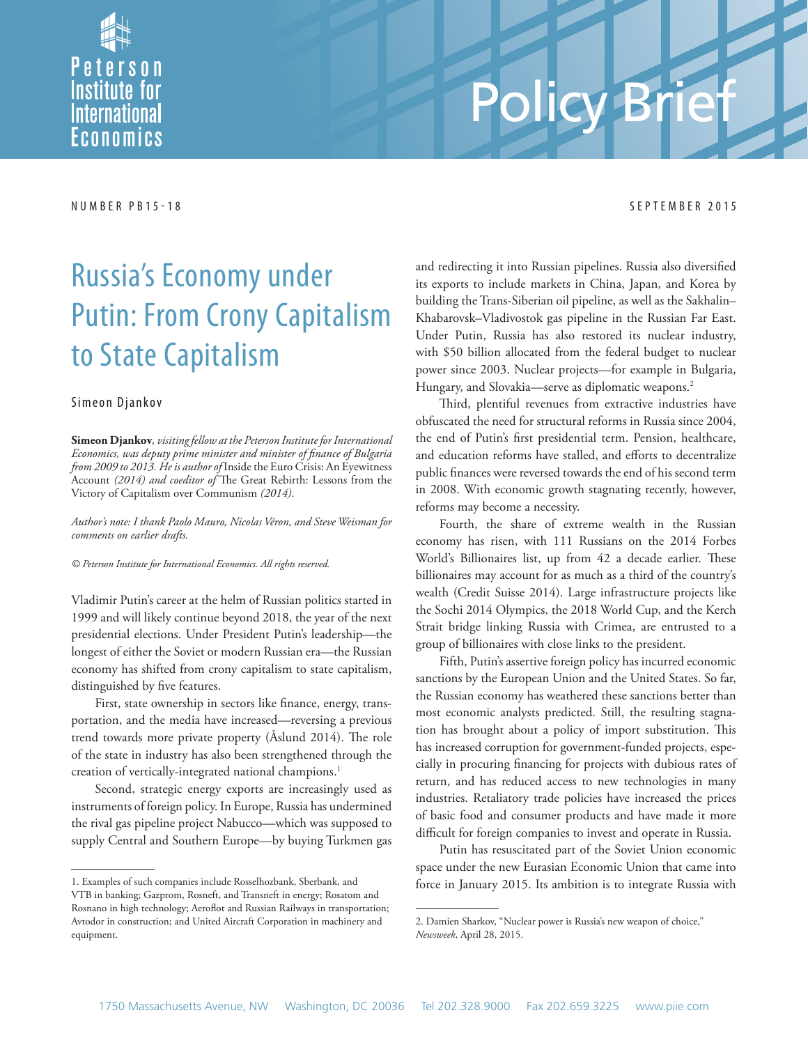Peterson Institute for International Economics

# Policy Brief

NUMBER PB15-18 SEPTEMBER 2015

# Russia's Economy under Putin: From Crony Capitalism to State Capitalism

Simeon Djankov

**Simeon Djankov**, *visiting fellow at the Peterson Institute for International Economics, was deputy prime minister and minister of finance of Bulgaria from 2009 to 2013. He is author of* Inside the Euro Crisis: An Eyewitness Account *(2014) and coeditor of* The Great Rebirth: Lessons from the Victory of Capitalism over Communism *(2014).*

*Author's note: I thank Paolo Mauro, Nicolas Véron, and Steve Weisman for comments on earlier drafts.*

*© Peterson Institute for International Economics. All rights reserved.*

Vladimir Putin's career at the helm of Russian politics started in 1999 and will likely continue beyond 2018, the year of the next presidential elections. Under President Putin's leadership—the longest of either the Soviet or modern Russian era—the Russian economy has shifted from crony capitalism to state capitalism, distinguished by five features.

First, state ownership in sectors like finance, energy, transportation, and the media have increased—reversing a previous trend towards more private property (Åslund 2014). The role of the state in industry has also been strengthened through the creation of vertically-integrated national champions.[1]

Second, strategic energy exports are increasingly used as instruments of foreign policy. In Europe, Russia has undermined the rival gas pipeline project Nabucco—which was supposed to supply Central and Southern Europe—by buying Turkmen gas and redirecting it into Russian pipelines. Russia also diversified its exports to include markets in China, Japan, and Korea by building the Trans-Siberian oil pipeline, as well as the Sakhalin–Khabarovsk–Vladivostok gas pipeline in the Russian Far East. Under Putin, Russia has also restored its nuclear industry, with $50 billion allocated from the federal budget to nuclear power since 2003. Nuclear projects—for example in Bulgaria, Hungary, and Slovakia—serve as diplomatic weapons.[2]

Third, plentiful revenues from extractive industries have obfuscated the need for structural reforms in Russia since 2004, the end of Putin's first presidential term. Pension, healthcare, and education reforms have stalled, and efforts to decentralize public finances were reversed towards the end of his second term in 2008. With economic growth stagnating recently, however, reforms may become a necessity.

Fourth, the share of extreme wealth in the Russian economy has risen, with 111 Russians on the 2014 Forbes World's Billionaires list, up from 42 a decade earlier. These billionaires may account for as much as a third of the country's wealth (Credit Suisse 2014). Large infrastructure projects like the Sochi 2014 Olympics, the 2018 World Cup, and the Kerch Strait bridge linking Russia with Crimea, are entrusted to a group of billionaires with close links to the president.

Fifth, Putin's assertive foreign policy has incurred economic sanctions by the European Union and the United States. So far, the Russian economy has weathered these sanctions better than most economic analysts predicted. Still, the resulting stagnation has brought about a policy of import substitution. This has increased corruption for government-funded projects, especially in procuring financing for projects with dubious rates of return, and has reduced access to new technologies in many industries. Retaliatory trade policies have increased the prices of basic food and consumer products and have made it more difficult for foreign companies to invest and operate in Russia.

Putin has resuscitated part of the Soviet Union economic space under the new Eurasian Economic Union that came into force in January 2015. Its ambition is to integrate Russia with

---

1. Examples of such companies include Rosselhozbank, Sberbank, and VTB in banking; Gazprom, Rosneft, and Transneft in energy; Rosatom and Rosnano in high technology; Aeroflot and Russian Railways in transportation; Avtodor in construction; and United Aircraft Corporation in machinery and equipment.

2. Damien Sharkov, "Nuclear power is Russia's new weapon of choice," *Newsweek*, April 28, 2015.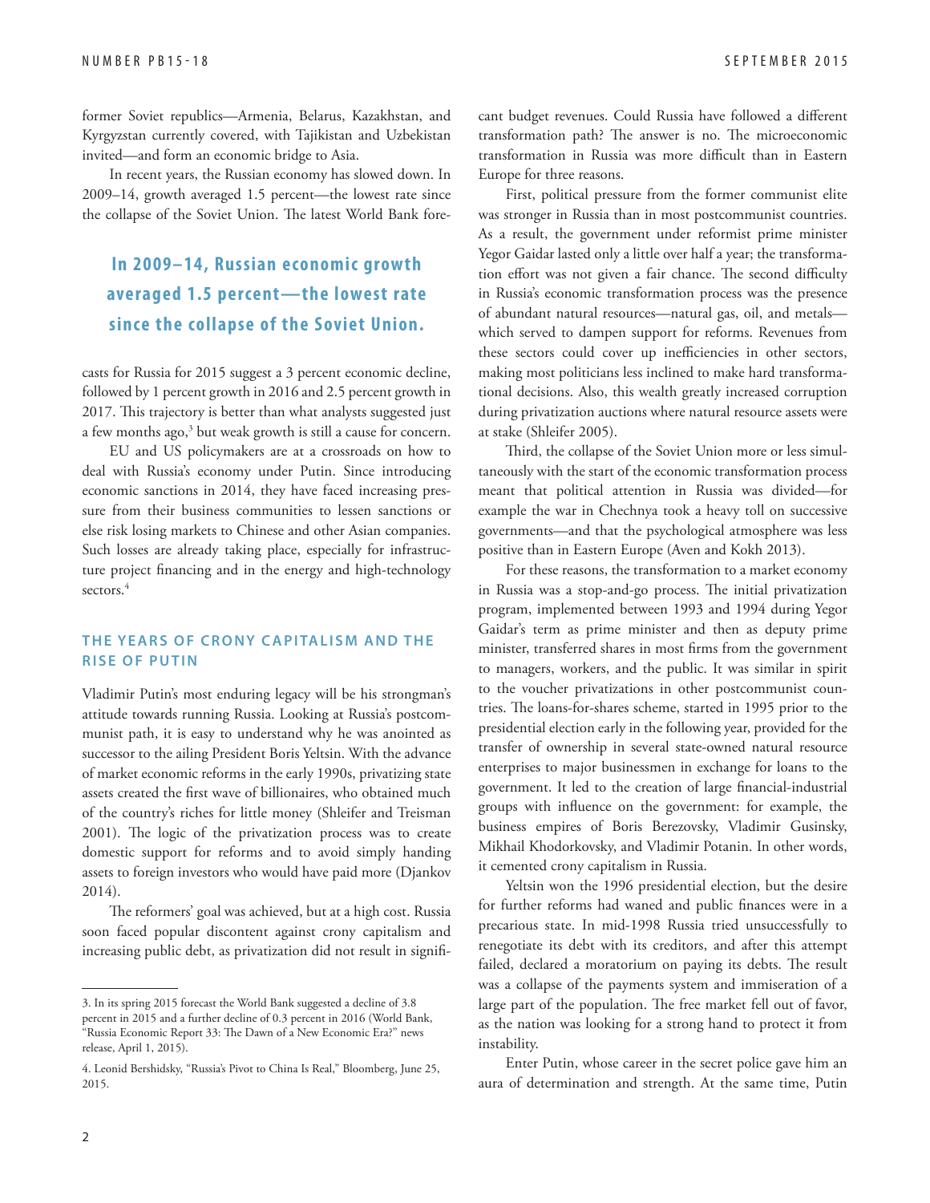former Soviet republics—Armenia, Belarus, Kazakhstan, and Kyrgyzstan currently covered, with Tajikistan and Uzbekistan invited—and form an economic bridge to Asia.

In recent years, the Russian economy has slowed down. In 2009–14, growth averaged 1.5 percent—the lowest rate since the collapse of the Soviet Union. The latest World Bank forecasts for Russia for 2015 suggest a 3 percent economic decline, followed by 1 percent growth in 2016 and 2.5 percent growth in 2017. This trajectory is better than what analysts suggested just a few months ago,[3] but weak growth is still a cause for concern.

> **In 2009–14, Russian economic growth averaged 1.5 percent—the lowest rate since the collapse of the Soviet Union.**

EU and US policymakers are at a crossroads on how to deal with Russia's economy under Putin. Since introducing economic sanctions in 2014, they have faced increasing pressure from their business communities to lessen sanctions or else risk losing markets to Chinese and other Asian companies. Such losses are already taking place, especially for infrastructure project financing and in the energy and high-technology sectors.[4]

## THE YEARS OF CRONY CAPITALISM AND THE RISE OF PUTIN

Vladimir Putin's most enduring legacy will be his strongman's attitude towards running Russia. Looking at Russia's postcommunist path, it is easy to understand why he was anointed as successor to the ailing President Boris Yeltsin. With the advance of market economic reforms in the early 1990s, privatizing state assets created the first wave of billionaires, who obtained much of the country's riches for little money (Shleifer and Treisman 2001). The logic of the privatization process was to create domestic support for reforms and to avoid simply handing assets to foreign investors who would have paid more (Djankov 2014).

The reformers' goal was achieved, but at a high cost. Russia soon faced popular discontent against crony capitalism and increasing public debt, as privatization did not result in significant budget revenues. Could Russia have followed a different transformation path? The answer is no. The microeconomic transformation in Russia was more difficult than in Eastern Europe for three reasons.

First, political pressure from the former communist elite was stronger in Russia than in most postcommunist countries. As a result, the government under reformist prime minister Yegor Gaidar lasted only a little over half a year; the transformation effort was not given a fair chance. The second difficulty in Russia's economic transformation process was the presence of abundant natural resources—natural gas, oil, and metals—which served to dampen support for reforms. Revenues from these sectors could cover up inefficiencies in other sectors, making most politicians less inclined to make hard transformational decisions. Also, this wealth greatly increased corruption during privatization auctions where natural resource assets were at stake (Shleifer 2005).

Third, the collapse of the Soviet Union more or less simultaneously with the start of the economic transformation process meant that political attention in Russia was divided—for example the war in Chechnya took a heavy toll on successive governments—and that the psychological atmosphere was less positive than in Eastern Europe (Aven and Kokh 2013).

For these reasons, the transformation to a market economy in Russia was a stop-and-go process. The initial privatization program, implemented between 1993 and 1994 during Yegor Gaidar's term as prime minister and then as deputy prime minister, transferred shares in most firms from the government to managers, workers, and the public. It was similar in spirit to the voucher privatizations in other postcommunist countries. The loans-for-shares scheme, started in 1995 prior to the presidential election early in the following year, provided for the transfer of ownership in several state-owned natural resource enterprises to major businessmen in exchange for loans to the government. It led to the creation of large financial-industrial groups with influence on the government: for example, the business empires of Boris Berezovsky, Vladimir Gusinsky, Mikhail Khodorkovsky, and Vladimir Potanin. In other words, it cemented crony capitalism in Russia.

Yeltsin won the 1996 presidential election, but the desire for further reforms had waned and public finances were in a precarious state. In mid-1998 Russia tried unsuccessfully to renegotiate its debt with its creditors, and after this attempt failed, declared a moratorium on paying its debts. The result was a collapse of the payments system and immiseration of a large part of the population. The free market fell out of favor, as the nation was looking for a strong hand to protect it from instability.

Enter Putin, whose career in the secret police gave him an aura of determination and strength. At the same time, Putin

---

3. In its spring 2015 forecast the World Bank suggested a decline of 3.8 percent in 2015 and a further decline of 0.3 percent in 2016 (World Bank, "Russia Economic Report 33: The Dawn of a New Economic Era?" news release, April 1, 2015).

4. Leonid Bershidsky, "Russia's Pivot to China Is Real," Bloomberg, June 25, 2015.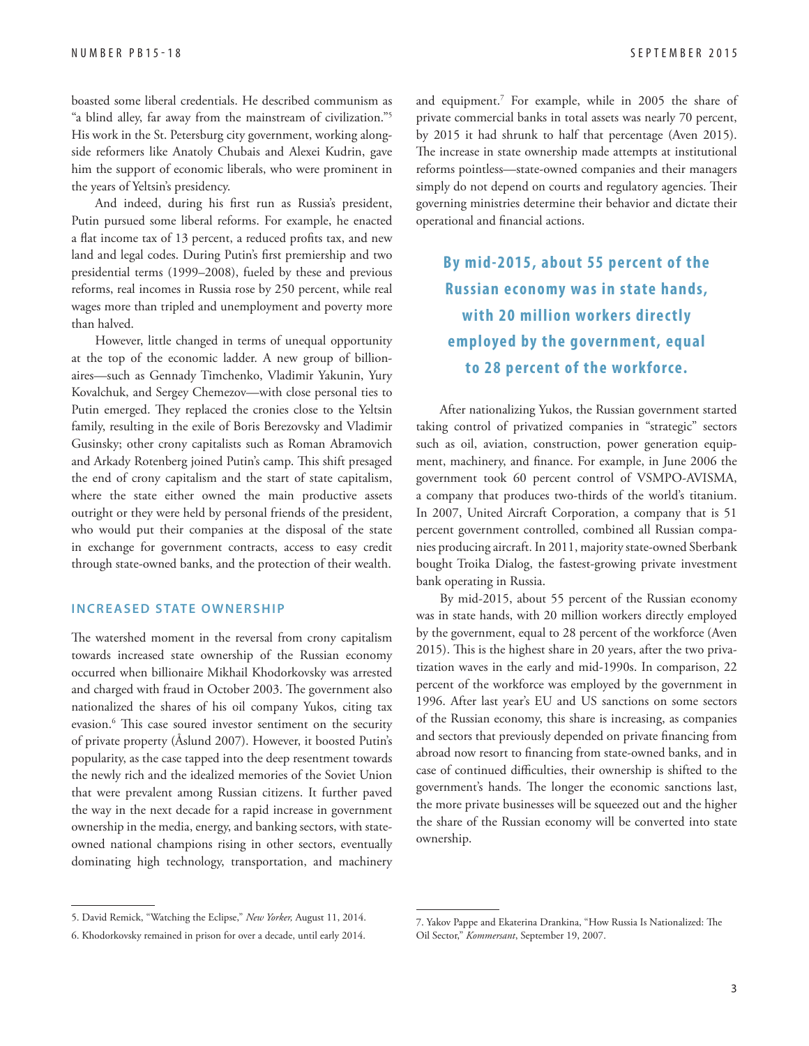boasted some liberal credentials. He described communism as "a blind alley, far away from the mainstream of civilization."[5] His work in the St. Petersburg city government, working alongside reformers like Anatoly Chubais and Alexei Kudrin, gave him the support of economic liberals, who were prominent in the years of Yeltsin's presidency.

And indeed, during his first run as Russia's president, Putin pursued some liberal reforms. For example, he enacted a flat income tax of 13 percent, a reduced profits tax, and new land and legal codes. During Putin's first premiership and two presidential terms (1999–2008), fueled by these and previous reforms, real incomes in Russia rose by 250 percent, while real wages more than tripled and unemployment and poverty more than halved.

However, little changed in terms of unequal opportunity at the top of the economic ladder. A new group of billionaires—such as Gennady Timchenko, Vladimir Yakunin, Yury Kovalchuk, and Sergey Chemezov—with close personal ties to Putin emerged. They replaced the cronies close to the Yeltsin family, resulting in the exile of Boris Berezovsky and Vladimir Gusinsky; other crony capitalists such as Roman Abramovich and Arkady Rotenberg joined Putin's camp. This shift presaged the end of crony capitalism and the start of state capitalism, where the state either owned the main productive assets outright or they were held by personal friends of the president, who would put their companies at the disposal of the state in exchange for government contracts, access to easy credit through state-owned banks, and the protection of their wealth.

## INCREASED STATE OWNERSHIP

The watershed moment in the reversal from crony capitalism towards increased state ownership of the Russian economy occurred when billionaire Mikhail Khodorkovsky was arrested and charged with fraud in October 2003. The government also nationalized the shares of his oil company Yukos, citing tax evasion.[6] This case soured investor sentiment on the security of private property (Åslund 2007). However, it boosted Putin's popularity, as the case tapped into the deep resentment towards the newly rich and the idealized memories of the Soviet Union that were prevalent among Russian citizens. It further paved the way in the next decade for a rapid increase in government ownership in the media, energy, and banking sectors, with state-owned national champions rising in other sectors, eventually dominating high technology, transportation, and machinery and equipment.[7] For example, while in 2005 the share of private commercial banks in total assets was nearly 70 percent, by 2015 it had shrunk to half that percentage (Aven 2015). The increase in state ownership made attempts at institutional reforms pointless—state-owned companies and their managers simply do not depend on courts and regulatory agencies. Their governing ministries determine their behavior and dictate their operational and financial actions.

> **By mid-2015, about 55 percent of the Russian economy was in state hands, with 20 million workers directly employed by the government, equal to 28 percent of the workforce.**

After nationalizing Yukos, the Russian government started taking control of privatized companies in "strategic" sectors such as oil, aviation, construction, power generation equipment, machinery, and finance. For example, in June 2006 the government took 60 percent control of VSMPO-AVISMA, a company that produces two-thirds of the world's titanium. In 2007, United Aircraft Corporation, a company that is 51 percent government controlled, combined all Russian companies producing aircraft. In 2011, majority state-owned Sberbank bought Troika Dialog, the fastest-growing private investment bank operating in Russia.

By mid-2015, about 55 percent of the Russian economy was in state hands, with 20 million workers directly employed by the government, equal to 28 percent of the workforce (Aven 2015). This is the highest share in 20 years, after the two privatization waves in the early and mid-1990s. In comparison, 22 percent of the workforce was employed by the government in 1996. After last year's EU and US sanctions on some sectors of the Russian economy, this share is increasing, as companies and sectors that previously depended on private financing from abroad now resort to financing from state-owned banks, and in case of continued difficulties, their ownership is shifted to the government's hands. The longer the economic sanctions last, the more private businesses will be squeezed out and the higher the share of the Russian economy will be converted into state ownership.

---

5. David Remick, "Watching the Eclipse," *New Yorker,* August 11, 2014.

6. Khodorkovsky remained in prison for over a decade, until early 2014.

7. Yakov Pappe and Ekaterina Drankina, "How Russia Is Nationalized: The Oil Sector," *Kommersant*, September 19, 2007.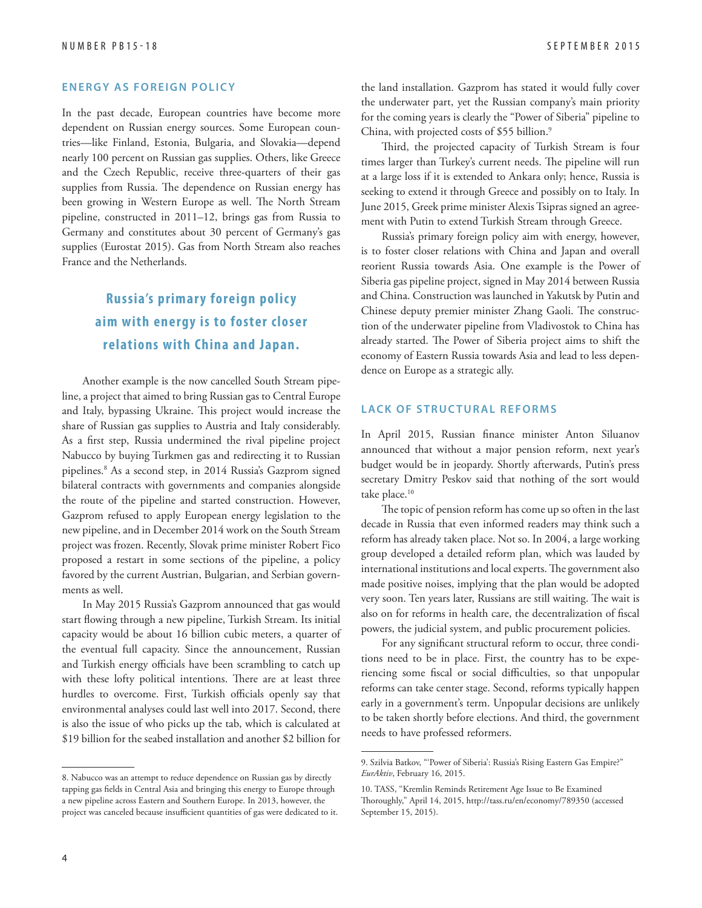## ENERGY AS FOREIGN POLICY

In the past decade, European countries have become more dependent on Russian energy sources. Some European countries—like Finland, Estonia, Bulgaria, and Slovakia—depend nearly 100 percent on Russian gas supplies. Others, like Greece and the Czech Republic, receive three-quarters of their gas supplies from Russia. The dependence on Russian energy has been growing in Western Europe as well. The North Stream pipeline, constructed in 2011–12, brings gas from Russia to Germany and constitutes about 30 percent of Germany's gas supplies (Eurostat 2015). Gas from North Stream also reaches France and the Netherlands.

**Russia's primary foreign policy aim with energy is to foster closer relations with China and Japan.**

Another example is the now cancelled South Stream pipeline, a project that aimed to bring Russian gas to Central Europe and Italy, bypassing Ukraine. This project would increase the share of Russian gas supplies to Austria and Italy considerably. As a first step, Russia undermined the rival pipeline project Nabucco by buying Turkmen gas and redirecting it to Russian pipelines.[8] As a second step, in 2014 Russia's Gazprom signed bilateral contracts with governments and companies alongside the route of the pipeline and started construction. However, Gazprom refused to apply European energy legislation to the new pipeline, and in December 2014 work on the South Stream project was frozen. Recently, Slovak prime minister Robert Fico proposed a restart in some sections of the pipeline, a policy favored by the current Austrian, Bulgarian, and Serbian governments as well.

In May 2015 Russia's Gazprom announced that gas would start flowing through a new pipeline, Turkish Stream. Its initial capacity would be about 16 billion cubic meters, a quarter of the eventual full capacity. Since the announcement, Russian and Turkish energy officials have been scrambling to catch up with these lofty political intentions. There are at least three hurdles to overcome. First, Turkish officials openly say that environmental analyses could last well into 2017. Second, there is also the issue of who picks up the tab, which is calculated at $19 billion for the seabed installation and another $2 billion for the land installation. Gazprom has stated it would fully cover the underwater part, yet the Russian company's main priority for the coming years is clearly the "Power of Siberia" pipeline to China, with projected costs of $55 billion.[9]

Third, the projected capacity of Turkish Stream is four times larger than Turkey's current needs. The pipeline will run at a large loss if it is extended to Ankara only; hence, Russia is seeking to extend it through Greece and possibly on to Italy. In June 2015, Greek prime minister Alexis Tsipras signed an agreement with Putin to extend Turkish Stream through Greece.

Russia's primary foreign policy aim with energy, however, is to foster closer relations with China and Japan and overall reorient Russia towards Asia. One example is the Power of Siberia gas pipeline project, signed in May 2014 between Russia and China. Construction was launched in Yakutsk by Putin and Chinese deputy premier minister Zhang Gaoli. The construction of the underwater pipeline from Vladivostok to China has already started. The Power of Siberia project aims to shift the economy of Eastern Russia towards Asia and lead to less dependence on Europe as a strategic ally.

## LACK OF STRUCTURAL REFORMS

In April 2015, Russian finance minister Anton Siluanov announced that without a major pension reform, next year's budget would be in jeopardy. Shortly afterwards, Putin's press secretary Dmitry Peskov said that nothing of the sort would take place.[10]

The topic of pension reform has come up so often in the last decade in Russia that even informed readers may think such a reform has already taken place. Not so. In 2004, a large working group developed a detailed reform plan, which was lauded by international institutions and local experts. The government also made positive noises, implying that the plan would be adopted very soon. Ten years later, Russians are still waiting. The wait is also on for reforms in health care, the decentralization of fiscal powers, the judicial system, and public procurement policies.

For any significant structural reform to occur, three conditions need to be in place. First, the country has to be experiencing some fiscal or social difficulties, so that unpopular reforms can take center stage. Second, reforms typically happen early in a government's term. Unpopular decisions are unlikely to be taken shortly before elections. And third, the government needs to have professed reformers.

---

8. Nabucco was an attempt to reduce dependence on Russian gas by directly tapping gas fields in Central Asia and bringing this energy to Europe through a new pipeline across Eastern and Southern Europe. In 2013, however, the project was canceled because insufficient quantities of gas were dedicated to it.

9. Szilvia Batkov, "'Power of Siberia': Russia's Rising Eastern Gas Empire?" *EurAktiv*, February 16, 2015.

10. TASS, "Kremlin Reminds Retirement Age Issue to Be Examined Thoroughly," April 14, 2015, http://tass.ru/en/economy/789350 (accessed September 15, 2015).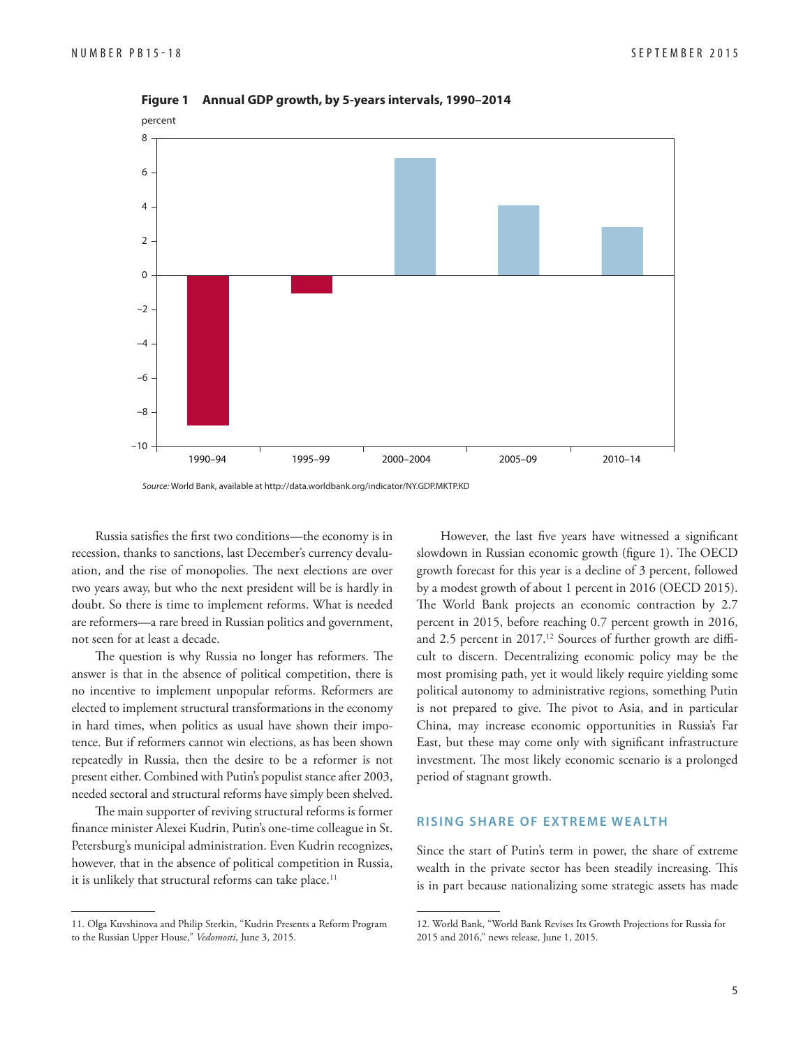**Figure 1 Annual GDP growth, by 5-years intervals, 1990–2014**

*Source:* World Bank, available at http://data.worldbank.org/indicator/NY.GDP.MKTP.KD

Russia satisfies the first two conditions—the economy is in recession, thanks to sanctions, last December's currency devaluation, and the rise of monopolies. The next elections are over two years away, but who the next president will be is hardly in doubt. So there is time to implement reforms. What is needed are reformers—a rare breed in Russian politics and government, not seen for at least a decade.

The question is why Russia no longer has reformers. The answer is that in the absence of political competition, there is no incentive to implement unpopular reforms. Reformers are elected to implement structural transformations in the economy in hard times, when politics as usual have shown their impotence. But if reformers cannot win elections, as has been shown repeatedly in Russia, then the desire to be a reformer is not present either. Combined with Putin's populist stance after 2003, needed sectoral and structural reforms have simply been shelved.

The main supporter of reviving structural reforms is former finance minister Alexei Kudrin, Putin's one-time colleague in St. Petersburg's municipal administration. Even Kudrin recognizes, however, that in the absence of political competition in Russia, it is unlikely that structural reforms can take place.[11]

However, the last five years have witnessed a significant slowdown in Russian economic growth (figure 1). The OECD growth forecast for this year is a decline of 3 percent, followed by a modest growth of about 1 percent in 2016 (OECD 2015). The World Bank projects an economic contraction by 2.7 percent in 2015, before reaching 0.7 percent growth in 2016, and 2.5 percent in 2017.[12] Sources of further growth are difficult to discern. Decentralizing economic policy may be the most promising path, yet it would likely require yielding some political autonomy to administrative regions, something Putin is not prepared to give. The pivot to Asia, and in particular China, may increase economic opportunities in Russia's Far East, but these may come only with significant infrastructure investment. The most likely economic scenario is a prolonged period of stagnant growth.

## RISING SHARE OF EXTREME WEALTH

Since the start of Putin's term in power, the share of extreme wealth in the private sector has been steadily increasing. This is in part because nationalizing some strategic assets has made

---

11. Olga Kuvshinova and Philip Sterkin, "Kudrin Presents a Reform Program to the Russian Upper House," *Vedomosti*, June 3, 2015.

12. World Bank, "World Bank Revises Its Growth Projections for Russia for 2015 and 2016," news release, June 1, 2015.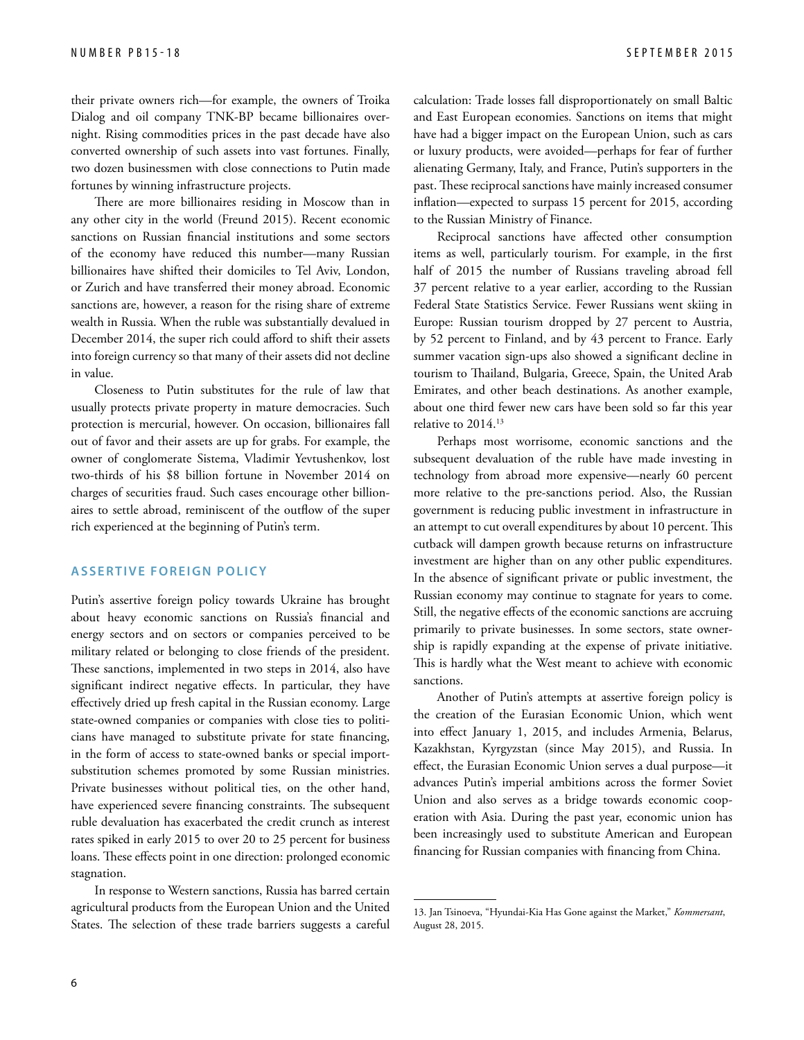their private owners rich—for example, the owners of Troika Dialog and oil company TNK-BP became billionaires overnight. Rising commodities prices in the past decade have also converted ownership of such assets into vast fortunes. Finally, two dozen businessmen with close connections to Putin made fortunes by winning infrastructure projects.

There are more billionaires residing in Moscow than in any other city in the world (Freund 2015). Recent economic sanctions on Russian financial institutions and some sectors of the economy have reduced this number—many Russian billionaires have shifted their domiciles to Tel Aviv, London, or Zurich and have transferred their money abroad. Economic sanctions are, however, a reason for the rising share of extreme wealth in Russia. When the ruble was substantially devalued in December 2014, the super rich could afford to shift their assets into foreign currency so that many of their assets did not decline in value.

Closeness to Putin substitutes for the rule of law that usually protects private property in mature democracies. Such protection is mercurial, however. On occasion, billionaires fall out of favor and their assets are up for grabs. For example, the owner of conglomerate Sistema, Vladimir Yevtushenkov, lost two-thirds of his $8 billion fortune in November 2014 on charges of securities fraud. Such cases encourage other billionaires to settle abroad, reminiscent of the outflow of the super rich experienced at the beginning of Putin's term.

## ASSERTIVE FOREIGN POLICY

Putin's assertive foreign policy towards Ukraine has brought about heavy economic sanctions on Russia's financial and energy sectors and on sectors or companies perceived to be military related or belonging to close friends of the president. These sanctions, implemented in two steps in 2014, also have significant indirect negative effects. In particular, they have effectively dried up fresh capital in the Russian economy. Large state-owned companies or companies with close ties to politicians have managed to substitute private for state financing, in the form of access to state-owned banks or special import-substitution schemes promoted by some Russian ministries. Private businesses without political ties, on the other hand, have experienced severe financing constraints. The subsequent ruble devaluation has exacerbated the credit crunch as interest rates spiked in early 2015 to over 20 to 25 percent for business loans. These effects point in one direction: prolonged economic stagnation.

In response to Western sanctions, Russia has barred certain agricultural products from the European Union and the United States. The selection of these trade barriers suggests a careful calculation: Trade losses fall disproportionately on small Baltic and East European economies. Sanctions on items that might have had a bigger impact on the European Union, such as cars or luxury products, were avoided—perhaps for fear of further alienating Germany, Italy, and France, Putin's supporters in the past. These reciprocal sanctions have mainly increased consumer inflation—expected to surpass 15 percent for 2015, according to the Russian Ministry of Finance.

Reciprocal sanctions have affected other consumption items as well, particularly tourism. For example, in the first half of 2015 the number of Russians traveling abroad fell 37 percent relative to a year earlier, according to the Russian Federal State Statistics Service. Fewer Russians went skiing in Europe: Russian tourism dropped by 27 percent to Austria, by 52 percent to Finland, and by 43 percent to France. Early summer vacation sign-ups also showed a significant decline in tourism to Thailand, Bulgaria, Greece, Spain, the United Arab Emirates, and other beach destinations. As another example, about one third fewer new cars have been sold so far this year relative to 2014.[13]

Perhaps most worrisome, economic sanctions and the subsequent devaluation of the ruble have made investing in technology from abroad more expensive—nearly 60 percent more relative to the pre-sanctions period. Also, the Russian government is reducing public investment in infrastructure in an attempt to cut overall expenditures by about 10 percent. This cutback will dampen growth because returns on infrastructure investment are higher than on any other public expenditures. In the absence of significant private or public investment, the Russian economy may continue to stagnate for years to come. Still, the negative effects of the economic sanctions are accruing primarily to private businesses. In some sectors, state ownership is rapidly expanding at the expense of private initiative. This is hardly what the West meant to achieve with economic sanctions.

Another of Putin's attempts at assertive foreign policy is the creation of the Eurasian Economic Union, which went into effect January 1, 2015, and includes Armenia, Belarus, Kazakhstan, Kyrgyzstan (since May 2015), and Russia. In effect, the Eurasian Economic Union serves a dual purpose—it advances Putin's imperial ambitions across the former Soviet Union and also serves as a bridge towards economic cooperation with Asia. During the past year, economic union has been increasingly used to substitute American and European financing for Russian companies with financing from China.

---

13. Jan Tsinoeva, "Hyundai-Kia Has Gone against the Market," *Kommersant*, August 28, 2015.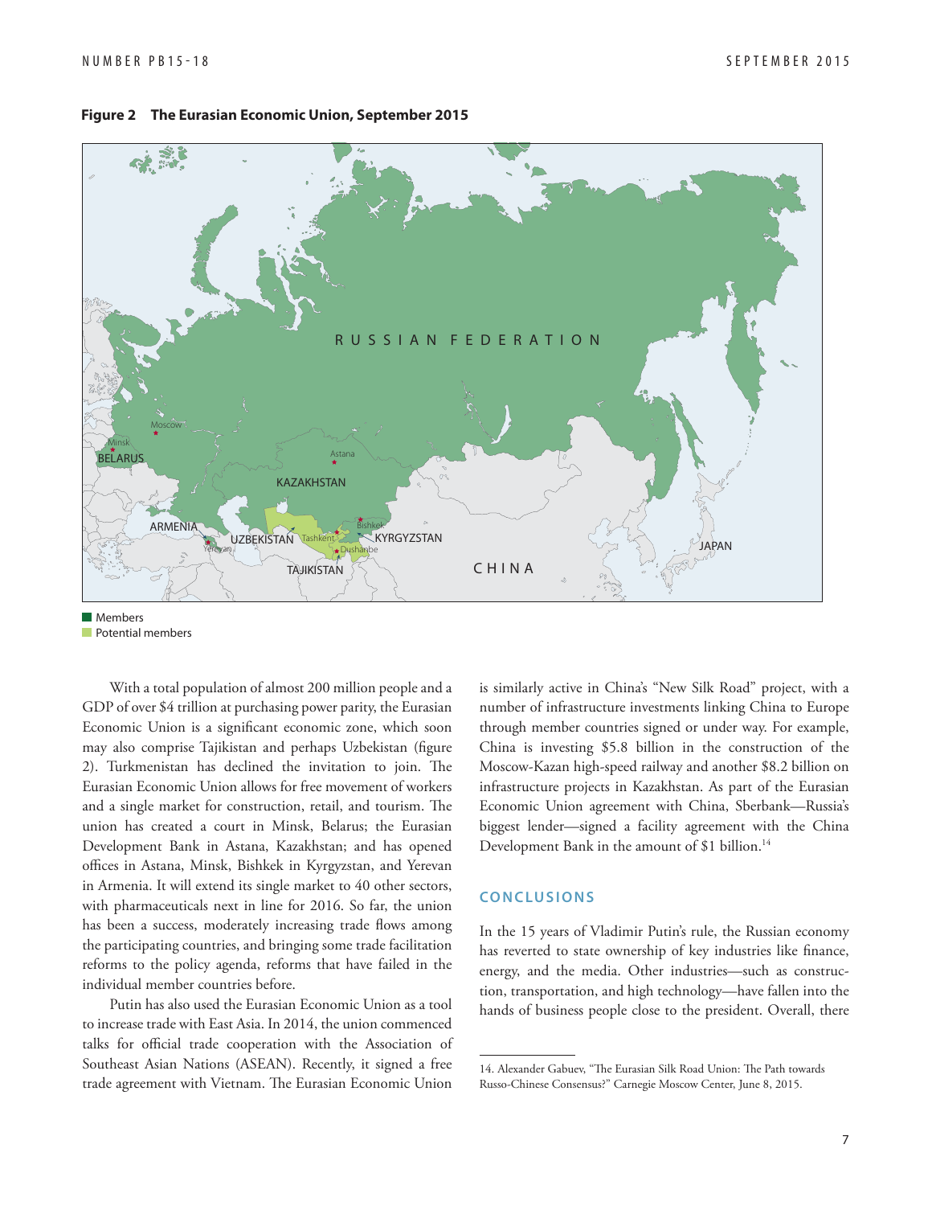**Figure 2 The Eurasian Economic Union, September 2015**

Members
Potential members

With a total population of almost 200 million people and a GDP of over $4 trillion at purchasing power parity, the Eurasian Economic Union is a significant economic zone, which soon may also comprise Tajikistan and perhaps Uzbekistan (figure 2). Turkmenistan has declined the invitation to join. The Eurasian Economic Union allows for free movement of workers and a single market for construction, retail, and tourism. The union has created a court in Minsk, Belarus; the Eurasian Development Bank in Astana, Kazakhstan; and has opened offices in Astana, Minsk, Bishkek in Kyrgyzstan, and Yerevan in Armenia. It will extend its single market to 40 other sectors, with pharmaceuticals next in line for 2016. So far, the union has been a success, moderately increasing trade flows among the participating countries, and bringing some trade facilitation reforms to the policy agenda, reforms that have failed in the individual member countries before.

Putin has also used the Eurasian Economic Union as a tool to increase trade with East Asia. In 2014, the union commenced talks for official trade cooperation with the Association of Southeast Asian Nations (ASEAN). Recently, it signed a free trade agreement with Vietnam. The Eurasian Economic Union is similarly active in China's "New Silk Road" project, with a number of infrastructure investments linking China to Europe through member countries signed or under way. For example, China is investing $5.8 billion in the construction of the Moscow-Kazan high-speed railway and another $8.2 billion on infrastructure projects in Kazakhstan. As part of the Eurasian Economic Union agreement with China, Sberbank—Russia's biggest lender—signed a facility agreement with the China Development Bank in the amount of $1 billion.[14]

## CONCLUSIONS

In the 15 years of Vladimir Putin's rule, the Russian economy has reverted to state ownership of key industries like finance, energy, and the media. Other industries—such as construction, transportation, and high technology—have fallen into the hands of business people close to the president. Overall, there

14. Alexander Gabuev, "The Eurasian Silk Road Union: The Path towards Russo-Chinese Consensus?" Carnegie Moscow Center, June 8, 2015.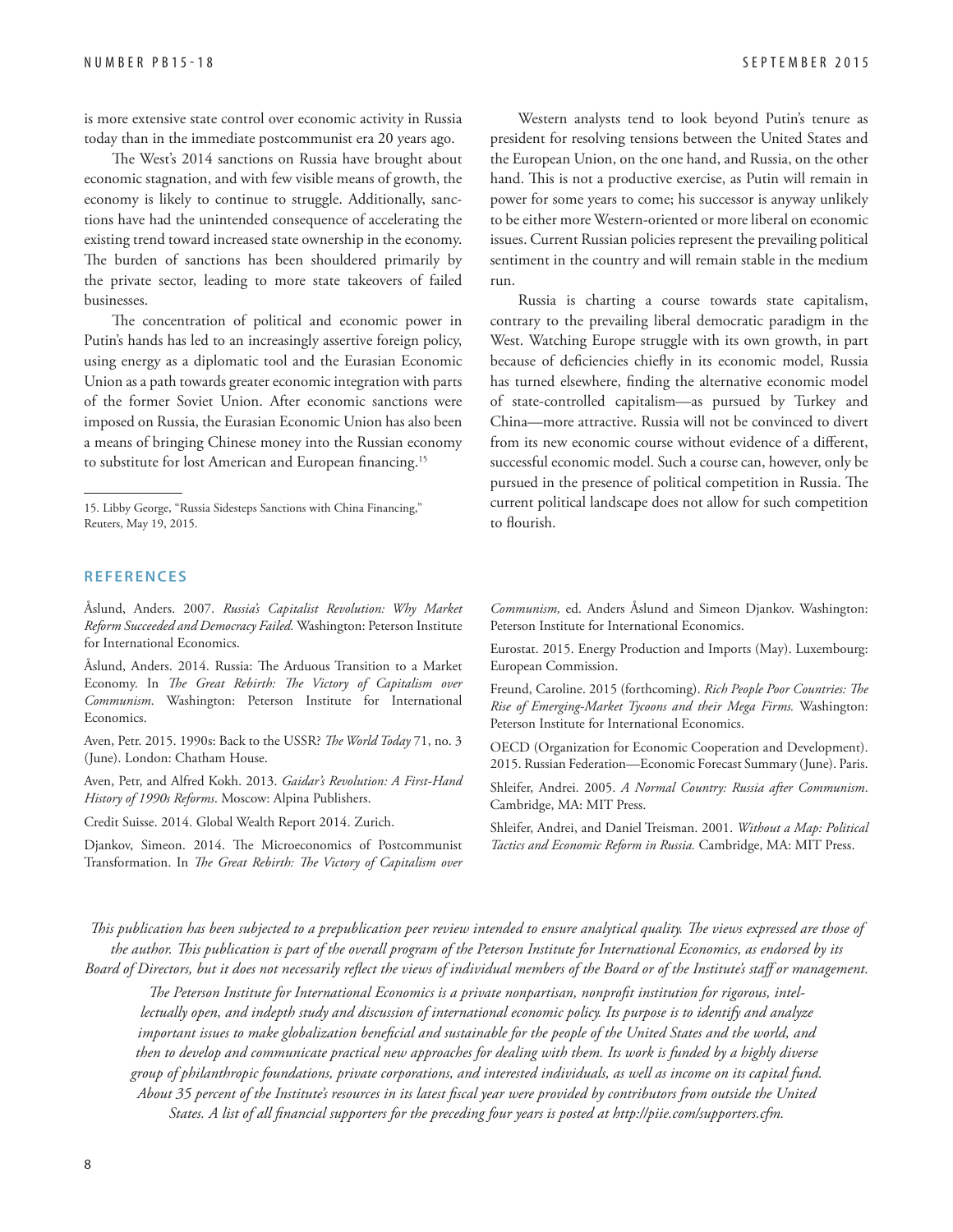is more extensive state control over economic activity in Russia today than in the immediate postcommunist era 20 years ago.

The West's 2014 sanctions on Russia have brought about economic stagnation, and with few visible means of growth, the economy is likely to continue to struggle. Additionally, sanctions have had the unintended consequence of accelerating the existing trend toward increased state ownership in the economy. The burden of sanctions has been shouldered primarily by the private sector, leading to more state takeovers of failed businesses.

The concentration of political and economic power in Putin's hands has led to an increasingly assertive foreign policy, using energy as a diplomatic tool and the Eurasian Economic Union as a path towards greater economic integration with parts of the former Soviet Union. After economic sanctions were imposed on Russia, the Eurasian Economic Union has also been a means of bringing Chinese money into the Russian economy to substitute for lost American and European financing.[15]

15. Libby George, "Russia Sidesteps Sanctions with China Financing," Reuters, May 19, 2015.

Western analysts tend to look beyond Putin's tenure as president for resolving tensions between the United States and the European Union, on the one hand, and Russia, on the other hand. This is not a productive exercise, as Putin will remain in power for some years to come; his successor is anyway unlikely to be either more Western-oriented or more liberal on economic issues. Current Russian policies represent the prevailing political sentiment in the country and will remain stable in the medium run.

Russia is charting a course towards state capitalism, contrary to the prevailing liberal democratic paradigm in the West. Watching Europe struggle with its own growth, in part because of deficiencies chiefly in its economic model, Russia has turned elsewhere, finding the alternative economic model of state-controlled capitalism—as pursued by Turkey and China—more attractive. Russia will not be convinced to divert from its new economic course without evidence of a different, successful economic model. Such a course can, however, only be pursued in the presence of political competition in Russia. The current political landscape does not allow for such competition to flourish.

## REFERENCES

Åslund, Anders. 2007. *Russia's Capitalist Revolution: Why Market Reform Succeeded and Democracy Failed.* Washington: Peterson Institute for International Economics.

Åslund, Anders. 2014. Russia: The Arduous Transition to a Market Economy. In *The Great Rebirth: The Victory of Capitalism over Communism*. Washington: Peterson Institute for International Economics.

Aven, Petr. 2015. 1990s: Back to the USSR? *The World Today* 71, no. 3 (June). London: Chatham House.

Aven, Petr, and Alfred Kokh. 2013. *Gaidar's Revolution: A First-Hand History of 1990s Reforms*. Moscow: Alpina Publishers.

Credit Suisse. 2014. Global Wealth Report 2014. Zurich.

Djankov, Simeon. 2014. The Microeconomics of Postcommunist Transformation. In *The Great Rebirth: The Victory of Capitalism over Communism,* ed. Anders Åslund and Simeon Djankov. Washington: Peterson Institute for International Economics.

Eurostat. 2015. Energy Production and Imports (May). Luxembourg: European Commission.

Freund, Caroline. 2015 (forthcoming). *Rich People Poor Countries: The Rise of Emerging-Market Tycoons and their Mega Firms.* Washington: Peterson Institute for International Economics.

OECD (Organization for Economic Cooperation and Development). 2015. Russian Federation—Economic Forecast Summary (June). Paris.

Shleifer, Andrei. 2005. *A Normal Country: Russia after Communism.* Cambridge, MA: MIT Press.

Shleifer, Andrei, and Daniel Treisman. 2001. *Without a Map: Political Tactics and Economic Reform in Russia.* Cambridge, MA: MIT Press.

*This publication has been subjected to a prepublication peer review intended to ensure analytical quality. The views expressed are those of the author. This publication is part of the overall program of the Peterson Institute for International Economics, as endorsed by its Board of Directors, but it does not necessarily reflect the views of individual members of the Board or of the Institute's staff or management.*

*The Peterson Institute for International Economics is a private nonpartisan, nonprofit institution for rigorous, intellectually open, and indepth study and discussion of international economic policy. Its purpose is to identify and analyze important issues to make globalization beneficial and sustainable for the people of the United States and the world, and then to develop and communicate practical new approaches for dealing with them. Its work is funded by a highly diverse group of philanthropic foundations, private corporations, and interested individuals, as well as income on its capital fund. About 35 percent of the Institute's resources in its latest fiscal year were provided by contributors from outside the United States. A list of all financial supporters for the preceding four years is posted at http://piie.com/supporters.cfm.*